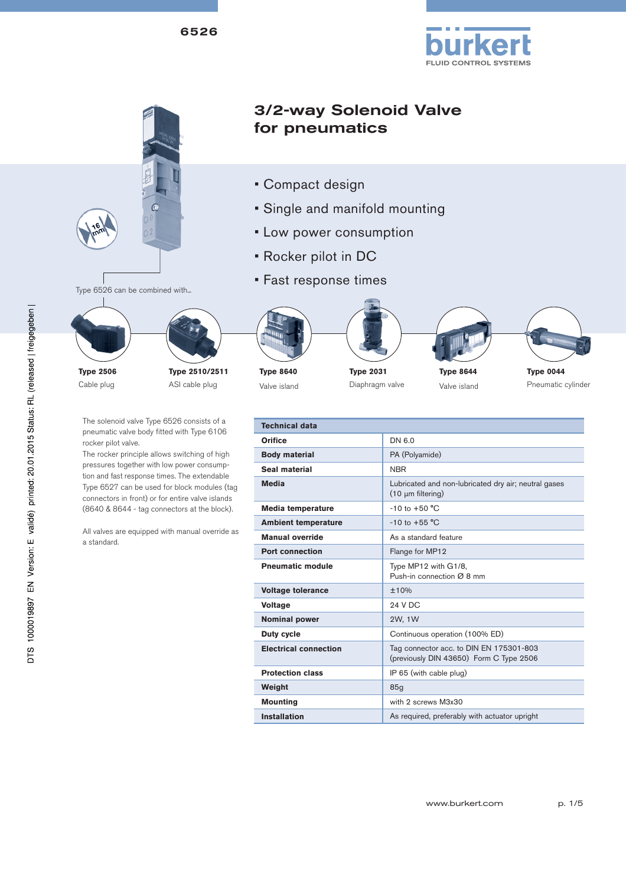# 3/2-way Solenoid Valve for pneumatics

- Compact design
- Single and manifold mounting
- Low power consumption
- Rocker pilot in DC
- Fast response times

Type 6526 can be combined with...

| **Type 2506** | **Type 2510/2511** | **Type 8640** | **Type 2031** | **Type 8644** | **Type 0044** |
|---|---|---|---|---|---|
| Cable plug | ASI cable plug | Valve island | Diaphragm valve | Valve island | Pneumatic cylinder |

The solenoid valve Type 6526 consists of a pneumatic valve body fitted with Type 6106 rocker pilot valve.
The rocker principle allows switching of high pressures together with low power consumption and fast response times. The extendable Type 6527 can be used for block modules (tag connectors in front) or for entire valve islands (8640 & 8644 - tag connectors at the block).

All valves are equipped with manual override as a standard.

| Technical data | |
|---|---|
| **Orifice** | DN 6.0 |
| **Body material** | PA (Polyamide) |
| **Seal material** | NBR |
| **Media** | Lubricated and non-lubricated dry air; neutral gases (10 µm filtering) |
| **Media temperature** | -10 to +50 °C |
| **Ambient temperature** | -10 to +55 °C |
| **Manual override** | As a standard feature |
| **Port connection** | Flange for MP12 |
| **Pneumatic module** | Type MP12 with G1/8, Push-in connection Ø 8 mm |
| **Voltage tolerance** | ±10% |
| **Voltage** | 24 V DC |
| **Nominal power** | 2W, 1W |
| **Duty cycle** | Continuous operation (100% ED) |
| **Electrical connection** | Tag connector acc. to DIN EN 175301-803 (previously DIN 43650) Form C Type 2506 |
| **Protection class** | IP 65 (with cable plug) |
| **Weight** | 85g |
| **Mounting** | with 2 screws M3x30 |
| **Installation** | As required, preferably with actuator upright |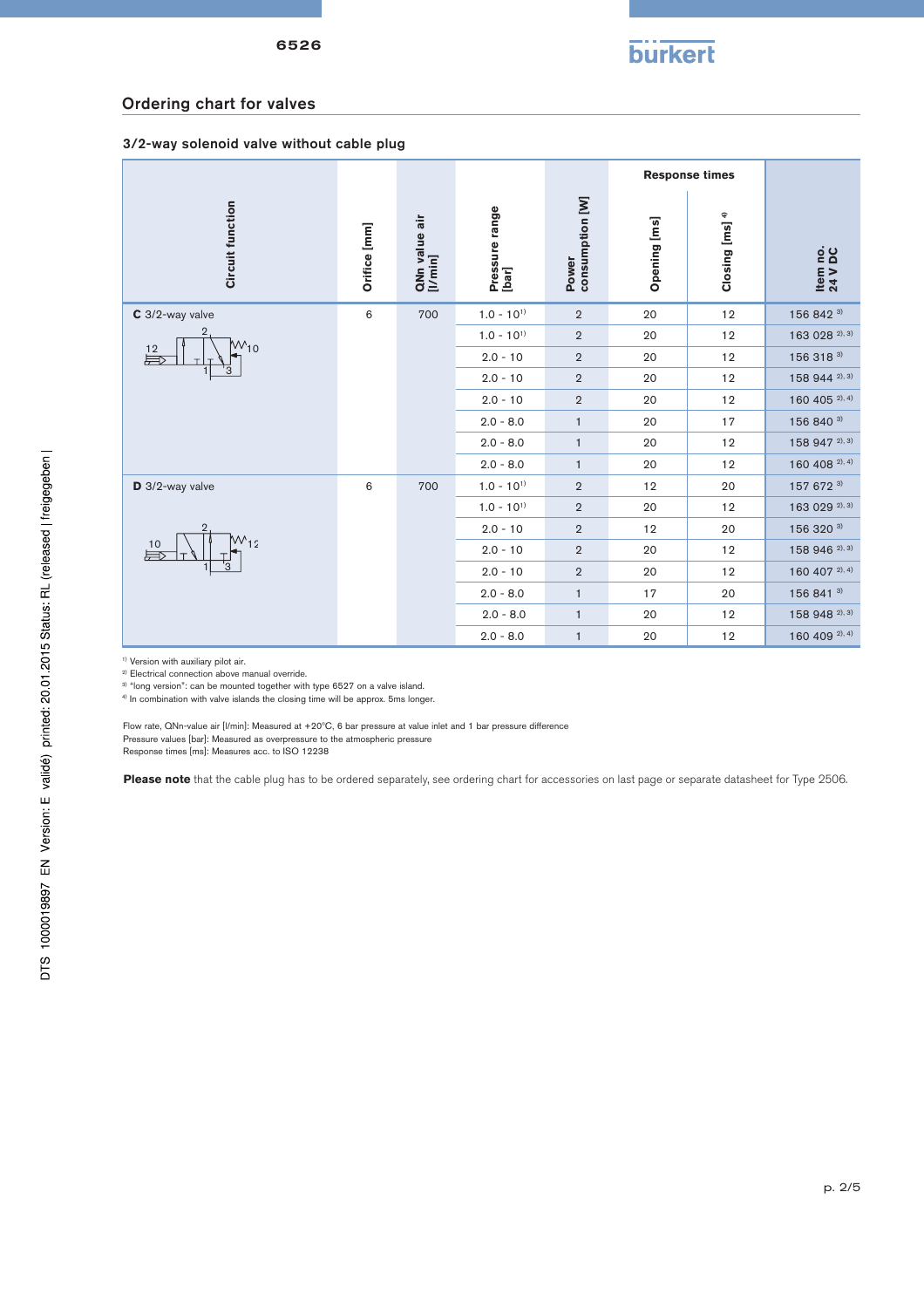## Ordering chart for valves

### 3/2-way solenoid valve without cable plug

| Circuit function | Orifice [mm] | QNn value air [l/min] | Pressure range [bar] | Power consumption [W] | Response times | | Item no. 24 V DC |
|---|---|---|---|---|---|---|---|
| | | | | | Opening [ms] | Closing [ms] [4] | |
| **C** 3/2-way valve | 6 | 700 | 1.0 - 10[1] | 2 | 20 | 12 | 156 842 [3] |
| | | | 1.0 - 10[1] | 2 | 20 | 12 | 163 028 [2), 3)] |
| | | | 2.0 - 10 | 2 | 20 | 12 | 156 318 [3] |
| | | | 2.0 - 10 | 2 | 20 | 12 | 158 944 [2), 3)] |
| | | | 2.0 - 10 | 2 | 20 | 12 | 160 405 [2), 4)] |
| | | | 2.0 - 8.0 | 1 | 20 | 17 | 156 840 [3] |
| | | | 2.0 - 8.0 | 1 | 20 | 12 | 158 947 [2), 3)] |
| | | | 2.0 - 8.0 | 1 | 20 | 12 | 160 408 [2), 4)] |
| **D** 3/2-way valve | 6 | 700 | 1.0 - 10[1] | 2 | 12 | 20 | 157 672 [3] |
| | | | 1.0 - 10[1] | 2 | 20 | 12 | 163 029 [2), 3)] |
| | | | 2.0 - 10 | 2 | 12 | 20 | 156 320 [3] |
| | | | 2.0 - 10 | 2 | 20 | 12 | 158 946 [2), 3)] |
| | | | 2.0 - 10 | 2 | 20 | 12 | 160 407 [2), 4)] |
| | | | 2.0 - 8.0 | 1 | 17 | 20 | 156 841 [3] |
| | | | 2.0 - 8.0 | 1 | 20 | 12 | 158 948 [2), 3)] |
| | | | 2.0 - 8.0 | 1 | 20 | 12 | 160 409 [2), 4)] |

[1] Version with auxiliary pilot air.
[2] Electrical connection above manual override.
[3] "long version": can be mounted together with type 6527 on a valve island.
[4] In combination with valve islands the closing time will be approx. 5ms longer.

Flow rate, QNn-value air [l/min]: Measured at +20°C, 6 bar pressure at value inlet and 1 bar pressure difference
Pressure values [bar]: Measured as overpressure to the atmospheric pressure
Response times [ms]: Measures acc. to ISO 12238

**Please note** that the cable plug has to be ordered separately, see ordering chart for accessories on last page or separate datasheet for Type 2506.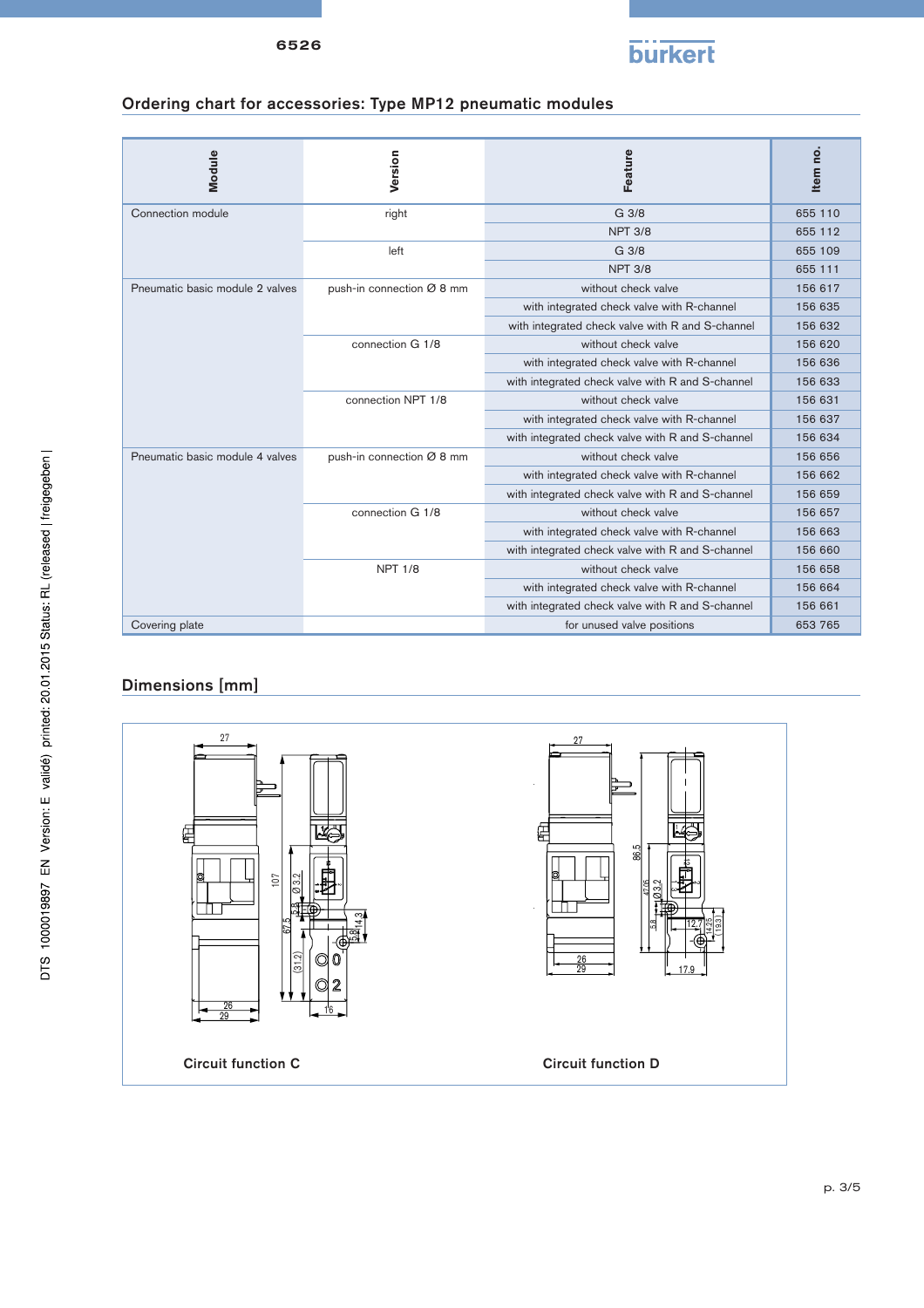## Ordering chart for accessories: Type MP12 pneumatic modules

| Module | Version | Feature | Item no. |
|---|---|---|---|
| Connection module | right | G 3/8 | 655 110 |
| | | NPT 3/8 | 655 112 |
| | left | G 3/8 | 655 109 |
| | | NPT 3/8 | 655 111 |
| Pneumatic basic module 2 valves | push-in connection Ø 8 mm | without check valve | 156 617 |
| | | with integrated check valve with R-channel | 156 635 |
| | | with integrated check valve with R and S-channel | 156 632 |
| | connection G 1/8 | without check valve | 156 620 |
| | | with integrated check valve with R-channel | 156 636 |
| | | with integrated check valve with R and S-channel | 156 633 |
| | connection NPT 1/8 | without check valve | 156 631 |
| | | with integrated check valve with R-channel | 156 637 |
| | | with integrated check valve with R and S-channel | 156 634 |
| Pneumatic basic module 4 valves | push-in connection Ø 8 mm | without check valve | 156 656 |
| | | with integrated check valve with R-channel | 156 662 |
| | | with integrated check valve with R and S-channel | 156 659 |
| | connection G 1/8 | without check valve | 156 657 |
| | | with integrated check valve with R-channel | 156 663 |
| | | with integrated check valve with R and S-channel | 156 660 |
| | NPT 1/8 | without check valve | 156 658 |
| | | with integrated check valve with R-channel | 156 664 |
| | | with integrated check valve with R and S-channel | 156 661 |
| Covering plate | | for unused valve positions | 653 765 |

## Dimensions [mm]

Circuit function C

Circuit function D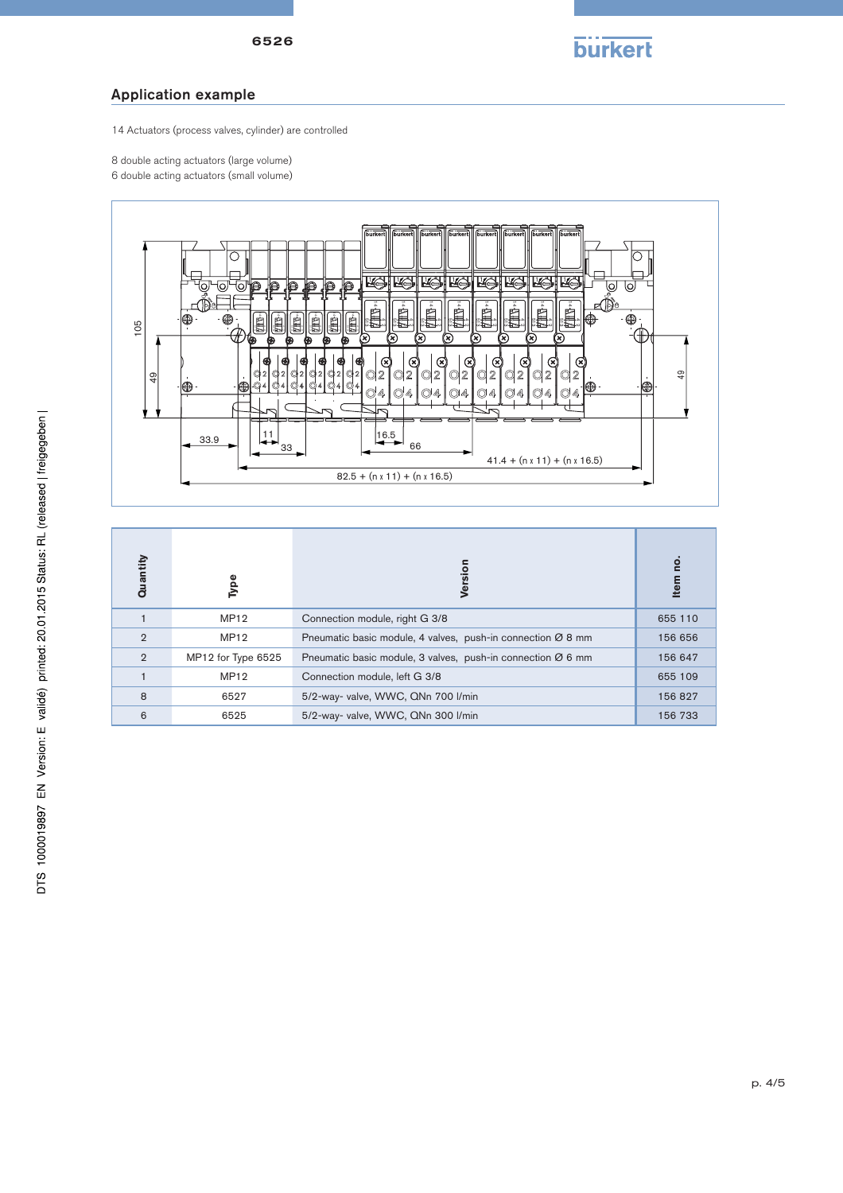## Application example

14 Actuators (process valves, cylinder) are controlled

8 double acting actuators (large volume)
6 double acting actuators (small volume)

| Quantity | Type | Version | Item no. |
|---|---|---|---|
| 1 | MP12 | Connection module, right G 3/8 | 655 110 |
| 2 | MP12 | Pneumatic basic module, 4 valves, push-in connection Ø 8 mm | 156 656 |
| 2 | MP12 for Type 6525 | Pneumatic basic module, 3 valves, push-in connection Ø 6 mm | 156 647 |
| 1 | MP12 | Connection module, left G 3/8 | 655 109 |
| 8 | 6527 | 5/2-way- valve, WWC, QNn 700 l/min | 156 827 |
| 6 | 6525 | 5/2-way- valve, WWC, QNn 300 l/min | 156 733 |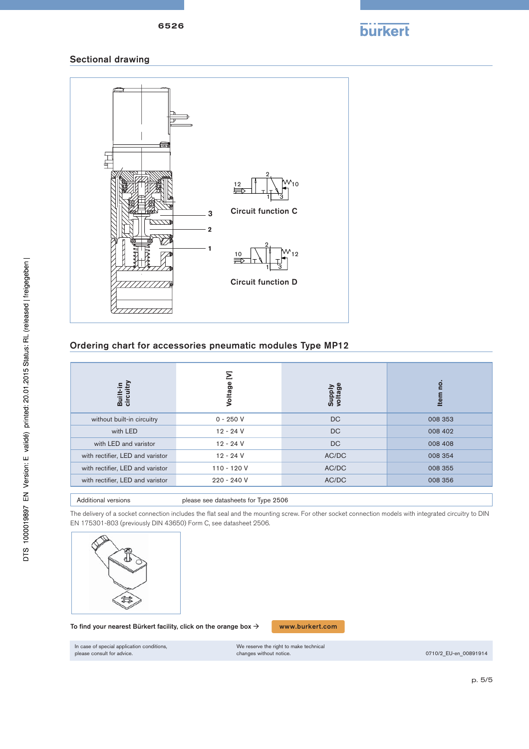## Sectional drawing

3

2

1

12 2 10 1 3

Circuit function C

10 2 12 1 3

Circuit function D

## Ordering chart for accessories pneumatic modules Type MP12

| Built-in circuitry | Voltage [V] | Supply voltage | Item no. |
|---|---|---|---|
| without built-in circuitry | 0 - 250 V | DC | 008 353 |
| with LED | 12 - 24 V | DC | 008 402 |
| with LED and varistor | 12 - 24 V | DC | 008 408 |
| with rectifier, LED and varistor | 12 - 24 V | AC/DC | 008 354 |
| with rectifier, LED and varistor | 110 - 120 V | AC/DC | 008 355 |
| with rectifier, LED and varistor | 220 - 240 V | AC/DC | 008 356 |

| | |
|---|---|
| Additional versions | please see datasheets for Type 2506 |

The delivery of a socket connection includes the flat seal and the mounting screw. For other socket connection models with integrated circuitry to DIN EN 175301-803 (previously DIN 43650) Form C, see datasheet 2506.

**To find your nearest Bürkert facility, click on the orange box →** **www.burkert.com**

In case of special application conditions, please consult for advice.

We reserve the right to make technical changes without notice.

0710/2_EU-en_00891914